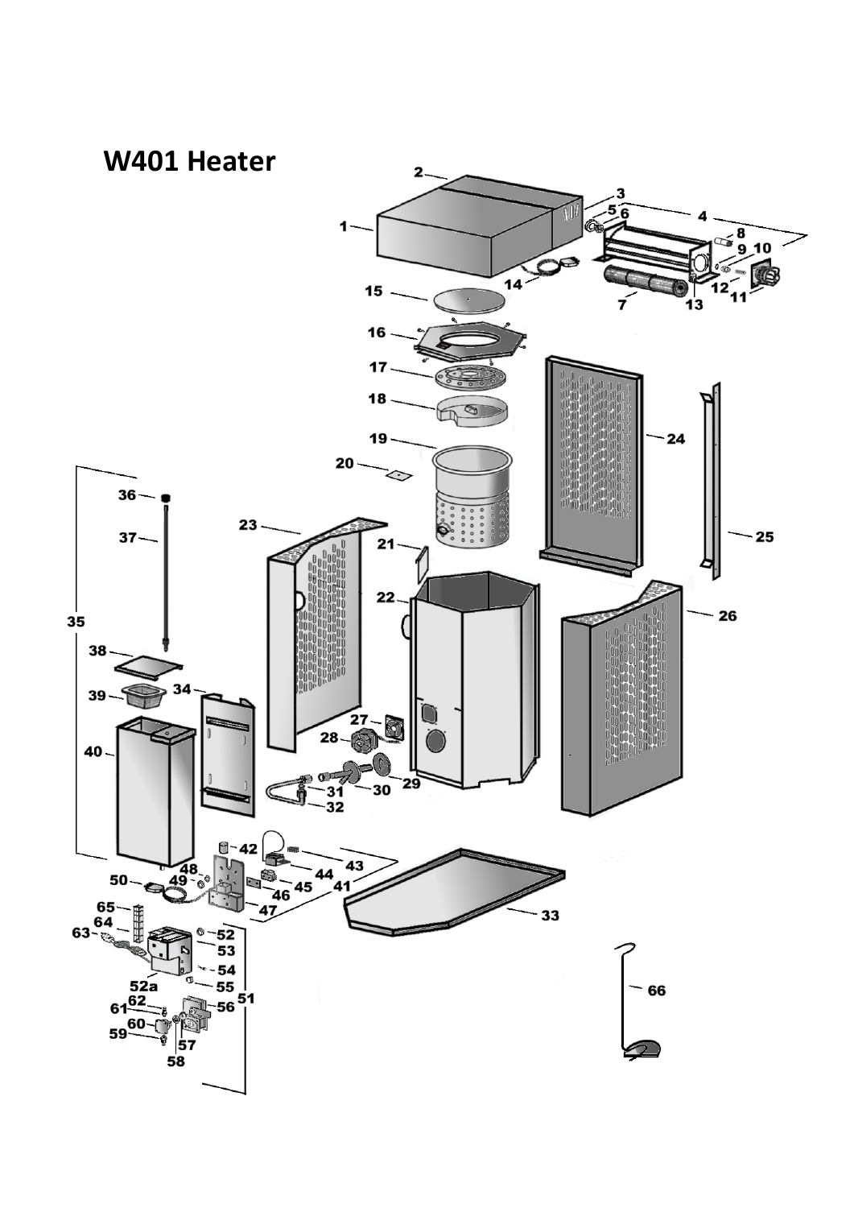# W401 Heater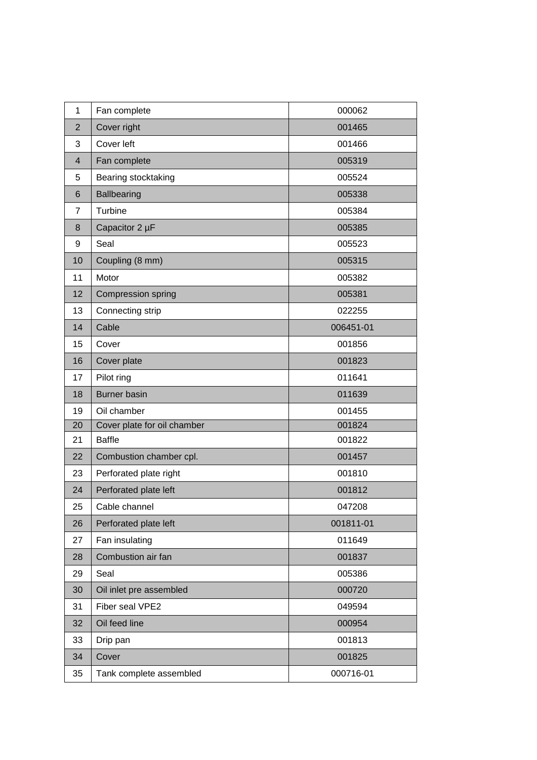| 1 | Fan complete | 000062 |
|---|---|---|
| 2 | Cover right | 001465 |
| 3 | Cover left | 001466 |
| 4 | Fan complete | 005319 |
| 5 | Bearing stocktaking | 005524 |
| 6 | Ballbearing | 005338 |
| 7 | Turbine | 005384 |
| 8 | Capacitor 2 µF | 005385 |
| 9 | Seal | 005523 |
| 10 | Coupling (8 mm) | 005315 |
| 11 | Motor | 005382 |
| 12 | Compression spring | 005381 |
| 13 | Connecting strip | 022255 |
| 14 | Cable | 006451-01 |
| 15 | Cover | 001856 |
| 16 | Cover plate | 001823 |
| 17 | Pilot ring | 011641 |
| 18 | Burner basin | 011639 |
| 19 | Oil chamber | 001455 |
| 20 | Cover plate for oil chamber | 001824 |
| 21 | Baffle | 001822 |
| 22 | Combustion chamber cpl. | 001457 |
| 23 | Perforated plate right | 001810 |
| 24 | Perforated plate left | 001812 |
| 25 | Cable channel | 047208 |
| 26 | Perforated plate left | 001811-01 |
| 27 | Fan insulating | 011649 |
| 28 | Combustion air fan | 001837 |
| 29 | Seal | 005386 |
| 30 | Oil inlet pre assembled | 000720 |
| 31 | Fiber seal VPE2 | 049594 |
| 32 | Oil feed line | 000954 |
| 33 | Drip pan | 001813 |
| 34 | Cover | 001825 |
| 35 | Tank complete assembled | 000716-01 |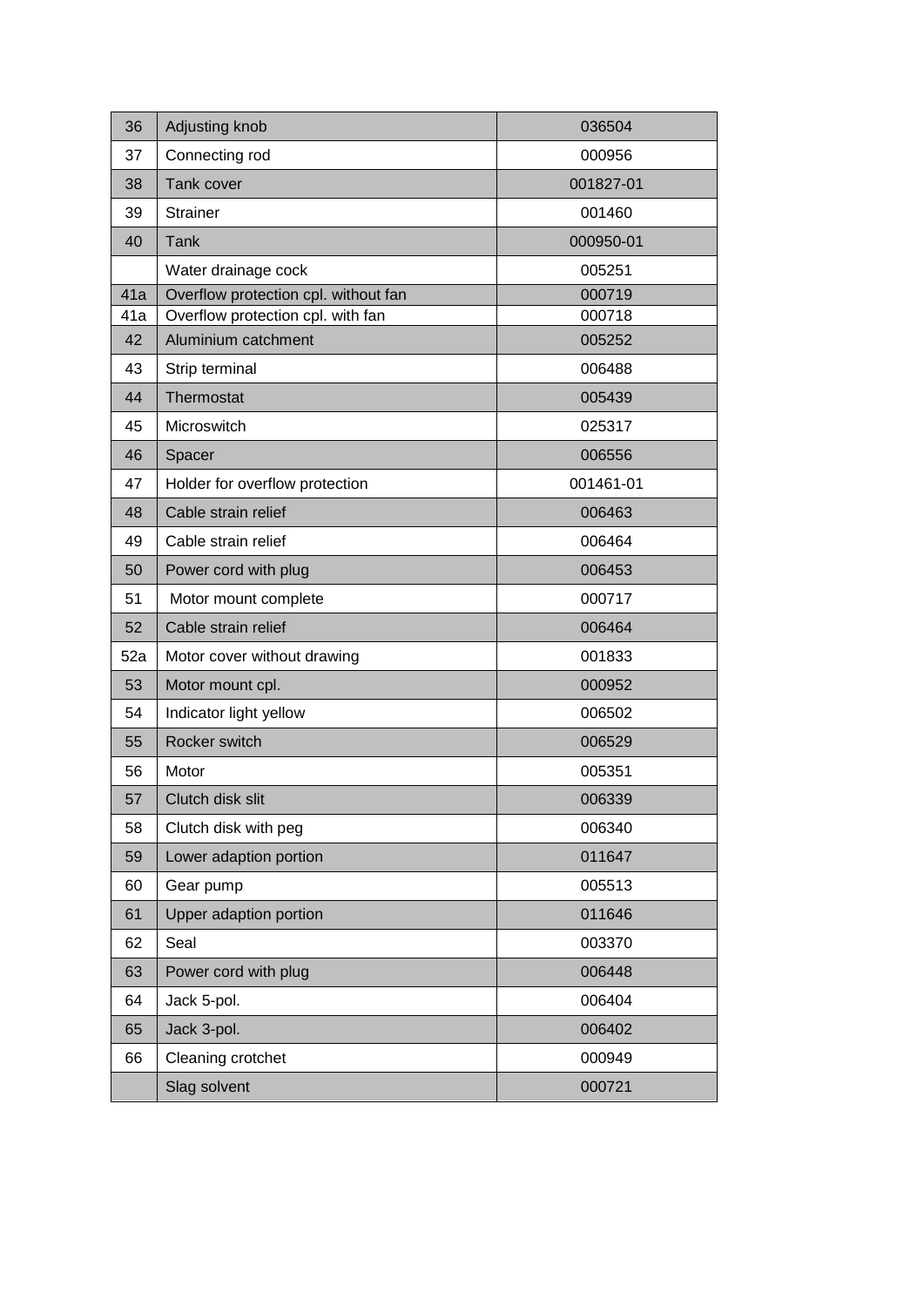| | | |
|---|---|---|
| 36 | Adjusting knob | 036504 |
| 37 | Connecting rod | 000956 |
| 38 | Tank cover | 001827-01 |
| 39 | Strainer | 001460 |
| 40 | Tank | 000950-01 |
| | Water drainage cock | 005251 |
| 41a | Overflow protection cpl. without fan | 000719 |
| 41a | Overflow protection cpl. with fan | 000718 |
| 42 | Aluminium catchment | 005252 |
| 43 | Strip terminal | 006488 |
| 44 | Thermostat | 005439 |
| 45 | Microswitch | 025317 |
| 46 | Spacer | 006556 |
| 47 | Holder for overflow protection | 001461-01 |
| 48 | Cable strain relief | 006463 |
| 49 | Cable strain relief | 006464 |
| 50 | Power cord with plug | 006453 |
| 51 | Motor mount complete | 000717 |
| 52 | Cable strain relief | 006464 |
| 52a | Motor cover without drawing | 001833 |
| 53 | Motor mount cpl. | 000952 |
| 54 | Indicator light yellow | 006502 |
| 55 | Rocker switch | 006529 |
| 56 | Motor | 005351 |
| 57 | Clutch disk slit | 006339 |
| 58 | Clutch disk with peg | 006340 |
| 59 | Lower adaption portion | 011647 |
| 60 | Gear pump | 005513 |
| 61 | Upper adaption portion | 011646 |
| 62 | Seal | 003370 |
| 63 | Power cord with plug | 006448 |
| 64 | Jack 5-pol. | 006404 |
| 65 | Jack 3-pol. | 006402 |
| 66 | Cleaning crotchet | 000949 |
| | Slag solvent | 000721 |